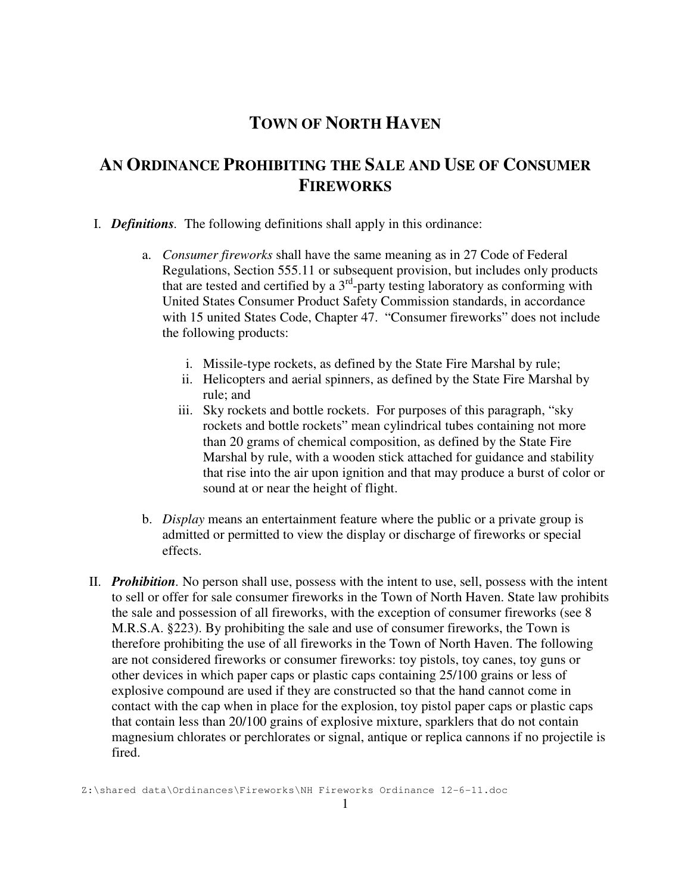# TOWN OF NORTH HAVEN

## AN ORDINANCE PROHIBITING THE SALE AND USE OF CONSUMER FIREWORKS

I. ***Definitions***. The following definitions shall apply in this ordinance:

   a. *Consumer fireworks* shall have the same meaning as in 27 Code of Federal Regulations, Section 555.11 or subsequent provision, but includes only products that are tested and certified by a 3rd-party testing laboratory as conforming with United States Consumer Product Safety Commission standards, in accordance with 15 united States Code, Chapter 47. "Consumer fireworks" does not include the following products:

      i. Missile-type rockets, as defined by the State Fire Marshal by rule;
      ii. Helicopters and aerial spinners, as defined by the State Fire Marshal by rule; and
      iii. Sky rockets and bottle rockets. For purposes of this paragraph, "sky rockets and bottle rockets" mean cylindrical tubes containing not more than 20 grams of chemical composition, as defined by the State Fire Marshal by rule, with a wooden stick attached for guidance and stability that rise into the air upon ignition and that may produce a burst of color or sound at or near the height of flight.

   b. *Display* means an entertainment feature where the public or a private group is admitted or permitted to view the display or discharge of fireworks or special effects.

II. ***Prohibition***. No person shall use, possess with the intent to use, sell, possess with the intent to sell or offer for sale consumer fireworks in the Town of North Haven. State law prohibits the sale and possession of all fireworks, with the exception of consumer fireworks (see 8 M.R.S.A. §223). By prohibiting the sale and use of consumer fireworks, the Town is therefore prohibiting the use of all fireworks in the Town of North Haven. The following are not considered fireworks or consumer fireworks: toy pistols, toy canes, toy guns or other devices in which paper caps or plastic caps containing 25/100 grains or less of explosive compound are used if they are constructed so that the hand cannot come in contact with the cap when in place for the explosion, toy pistol paper caps or plastic caps that contain less than 20/100 grains of explosive mixture, sparklers that do not contain magnesium chlorates or perchlorates or signal, antique or replica cannons if no projectile is fired.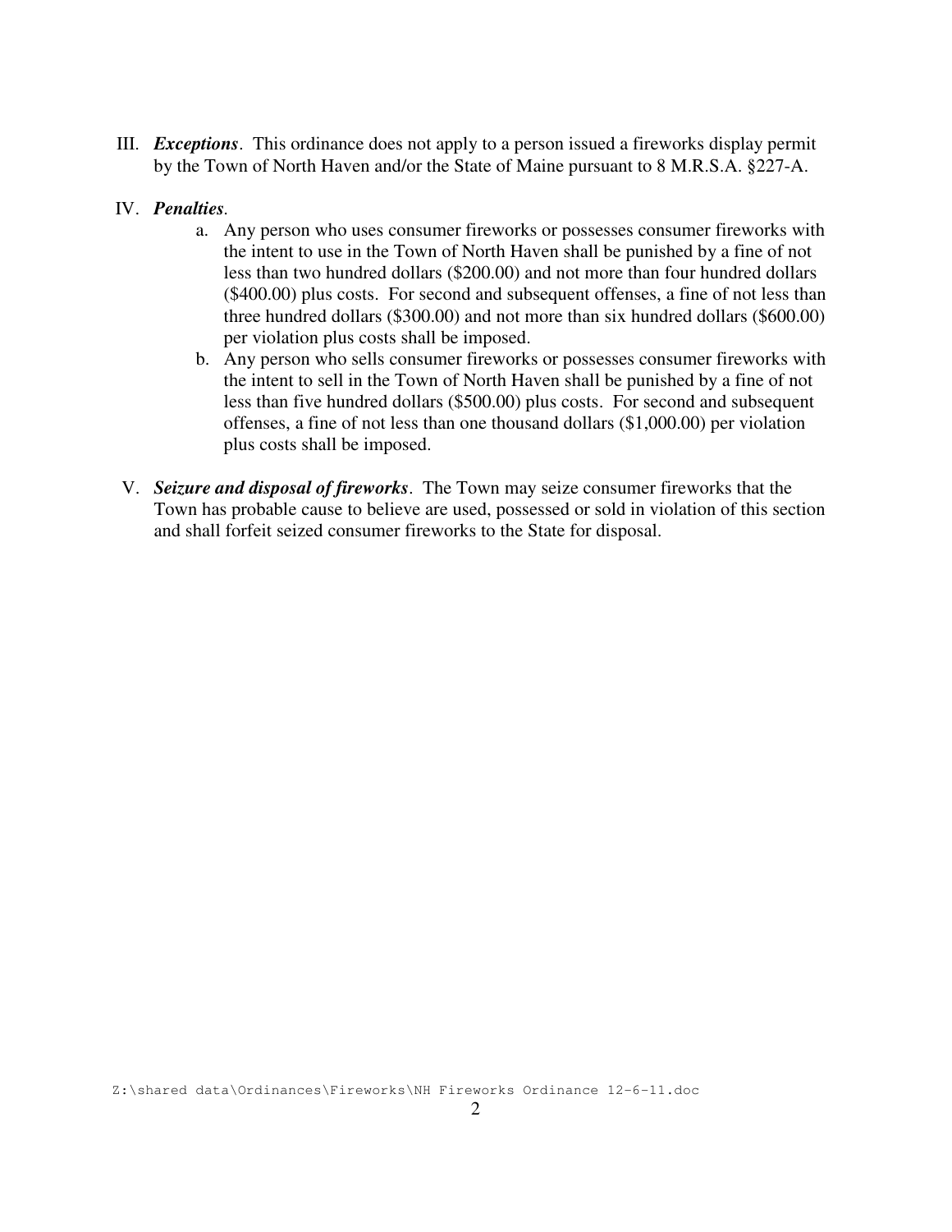III. ***Exceptions***. This ordinance does not apply to a person issued a fireworks display permit by the Town of North Haven and/or the State of Maine pursuant to 8 M.R.S.A. §227-A.

IV. ***Penalties***.

  a. Any person who uses consumer fireworks or possesses consumer fireworks with the intent to use in the Town of North Haven shall be punished by a fine of not less than two hundred dollars ($200.00) and not more than four hundred dollars ($400.00) plus costs. For second and subsequent offenses, a fine of not less than three hundred dollars ($300.00) and not more than six hundred dollars ($600.00) per violation plus costs shall be imposed.

  b. Any person who sells consumer fireworks or possesses consumer fireworks with the intent to sell in the Town of North Haven shall be punished by a fine of not less than five hundred dollars ($500.00) plus costs. For second and subsequent offenses, a fine of not less than one thousand dollars ($1,000.00) per violation plus costs shall be imposed.

V. ***Seizure and disposal of fireworks***. The Town may seize consumer fireworks that the Town has probable cause to believe are used, possessed or sold in violation of this section and shall forfeit seized consumer fireworks to the State for disposal.

Z:\shared data\Ordinances\Fireworks\NH Fireworks Ordinance 12-6-11.doc